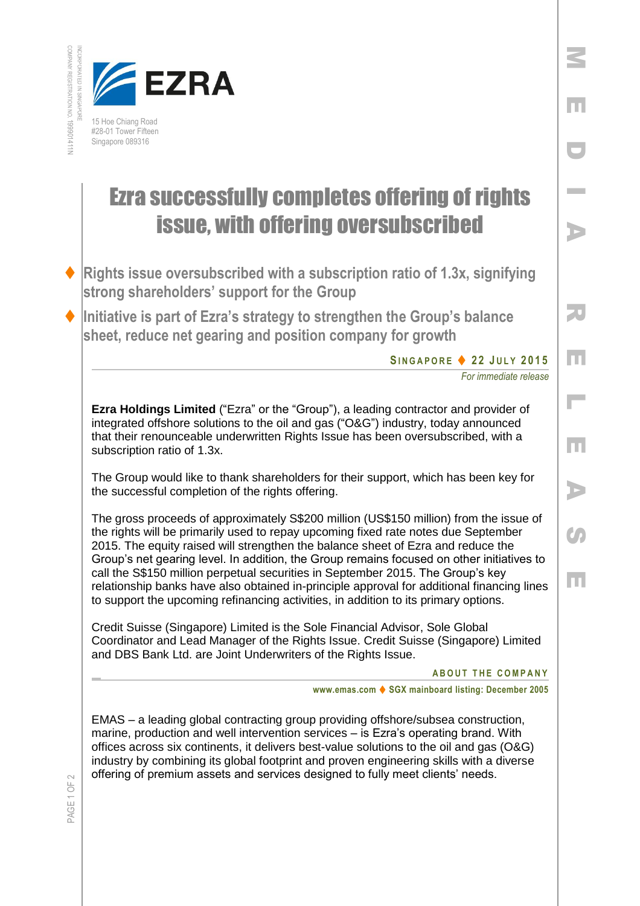EZRA

15 Hoe Chiang Road
#28-01 Tower Fifteen
Singapore 089316

# Ezra successfully completes offering of rights issue, with offering oversubscribed

- **Rights issue oversubscribed with a subscription ratio of 1.3x, signifying strong shareholders' support for the Group**
- **Initiative is part of Ezra's strategy to strengthen the Group's balance sheet, reduce net gearing and position company for growth**

**SINGAPORE ♦ 22 JULY 2015**

*For immediate release*

**Ezra Holdings Limited** ("Ezra" or the "Group"), a leading contractor and provider of integrated offshore solutions to the oil and gas ("O&G") industry, today announced that their renounceable underwritten Rights Issue has been oversubscribed, with a subscription ratio of 1.3x.

The Group would like to thank shareholders for their support, which has been key for the successful completion of the rights offering.

The gross proceeds of approximately S$200 million (US$150 million) from the issue of the rights will be primarily used to repay upcoming fixed rate notes due September 2015. The equity raised will strengthen the balance sheet of Ezra and reduce the Group's net gearing level. In addition, the Group remains focused on other initiatives to call the S$150 million perpetual securities in September 2015. The Group's key relationship banks have also obtained in-principle approval for additional financing lines to support the upcoming refinancing activities, in addition to its primary options.

Credit Suisse (Singapore) Limited is the Sole Financial Advisor, Sole Global Coordinator and Lead Manager of the Rights Issue. Credit Suisse (Singapore) Limited and DBS Bank Ltd. are Joint Underwriters of the Rights Issue.

## ABOUT THE COMPANY

**www.emas.com ♦ SGX mainboard listing: December 2005**

EMAS – a leading global contracting group providing offshore/subsea construction, marine, production and well intervention services – is Ezra's operating brand. With offices across six continents, it delivers best-value solutions to the oil and gas (O&G) industry by combining its global footprint and proven engineering skills with a diverse offering of premium assets and services designed to fully meet clients' needs.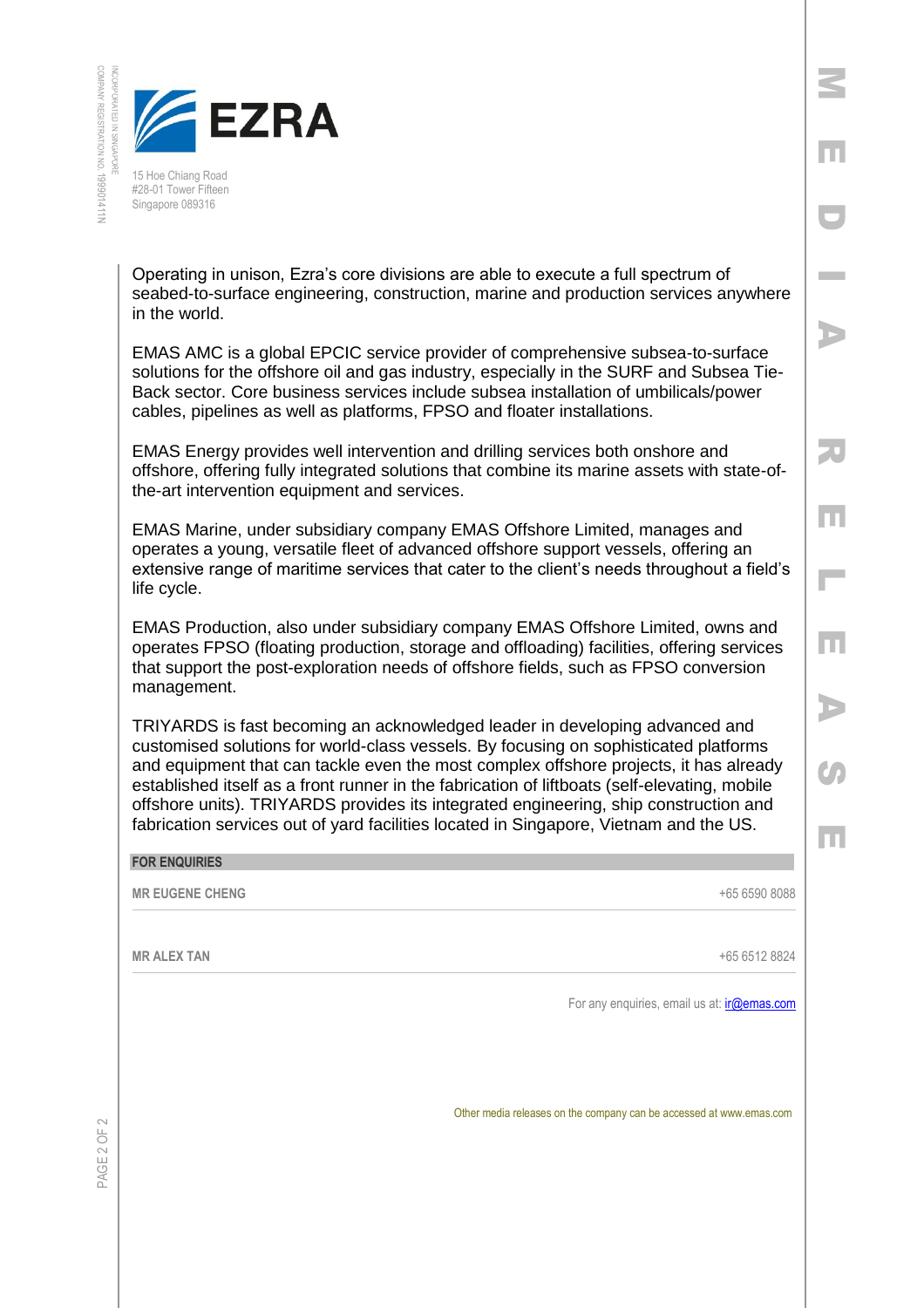15 Hoe Chiang Road
#28-01 Tower Fifteen
Singapore 089316

Operating in unison, Ezra's core divisions are able to execute a full spectrum of seabed-to-surface engineering, construction, marine and production services anywhere in the world.

EMAS AMC is a global EPCIC service provider of comprehensive subsea-to-surface solutions for the offshore oil and gas industry, especially in the SURF and Subsea Tie-Back sector. Core business services include subsea installation of umbilicals/power cables, pipelines as well as platforms, FPSO and floater installations.

EMAS Energy provides well intervention and drilling services both onshore and offshore, offering fully integrated solutions that combine its marine assets with state-of-the-art intervention equipment and services.

EMAS Marine, under subsidiary company EMAS Offshore Limited, manages and operates a young, versatile fleet of advanced offshore support vessels, offering an extensive range of maritime services that cater to the client's needs throughout a field's life cycle.

EMAS Production, also under subsidiary company EMAS Offshore Limited, owns and operates FPSO (floating production, storage and offloading) facilities, offering services that support the post-exploration needs of offshore fields, such as FPSO conversion management.

TRIYARDS is fast becoming an acknowledged leader in developing advanced and customised solutions for world-class vessels. By focusing on sophisticated platforms and equipment that can tackle even the most complex offshore projects, it has already established itself as a front runner in the fabrication of liftboats (self-elevating, mobile offshore units). TRIYARDS provides its integrated engineering, ship construction and fabrication services out of yard facilities located in Singapore, Vietnam and the US.

**FOR ENQUIRIES**

| | |
|---|---|
| MR EUGENE CHENG | +65 6590 8088 |
| MR ALEX TAN | +65 6512 8824 |

For any enquiries, email us at: ir@emas.com

Other media releases on the company can be accessed at www.emas.com